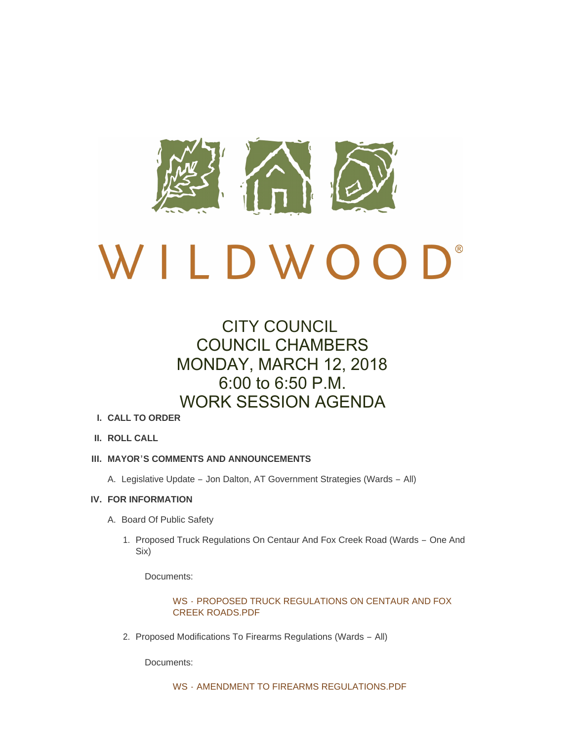# WILDWOOD®

## CITY COUNCIL
## COUNCIL CHAMBERS
## MONDAY, MARCH 12, 2018
## 6:00 to 6:50 P.M.
## WORK SESSION AGENDA

**I. CALL TO ORDER**

**II. ROLL CALL**

**III. MAYOR'S COMMENTS AND ANNOUNCEMENTS**

A. Legislative Update – Jon Dalton, AT Government Strategies (Wards – All)

**IV. FOR INFORMATION**

A. Board Of Public Safety

1. Proposed Truck Regulations On Centaur And Fox Creek Road (Wards – One And Six)

   Documents:

   WS - PROPOSED TRUCK REGULATIONS ON CENTAUR AND FOX CREEK ROADS.PDF

2. Proposed Modifications To Firearms Regulations (Wards – All)

   Documents:

   WS - AMENDMENT TO FIREARMS REGULATIONS.PDF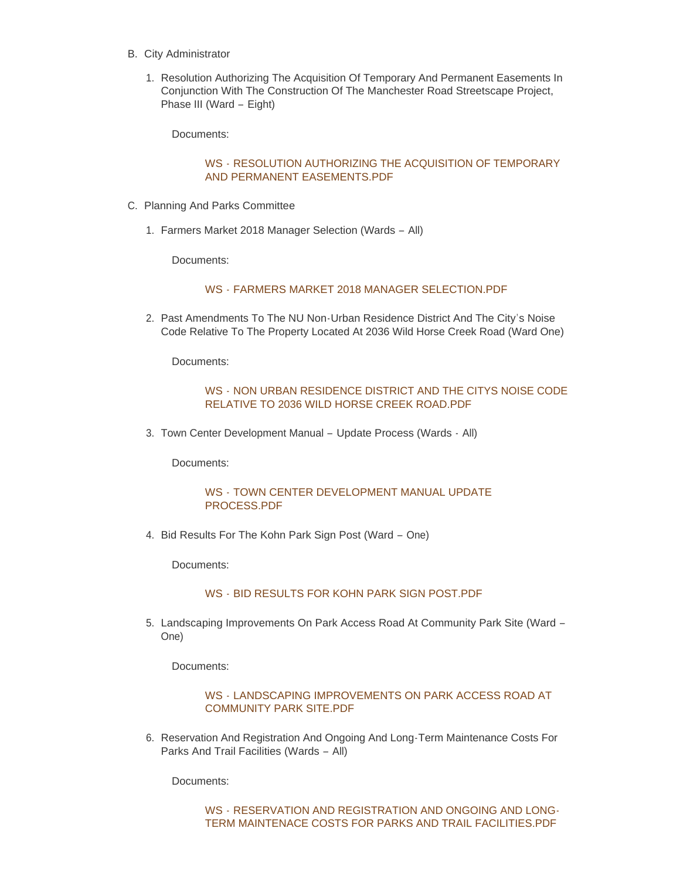B. City Administrator

   1. Resolution Authorizing The Acquisition Of Temporary And Permanent Easements In Conjunction With The Construction Of The Manchester Road Streetscape Project, Phase III (Ward – Eight)

      Documents:

      WS - RESOLUTION AUTHORIZING THE ACQUISITION OF TEMPORARY AND PERMANENT EASEMENTS.PDF

C. Planning And Parks Committee

   1. Farmers Market 2018 Manager Selection (Wards – All)

      Documents:

      WS - FARMERS MARKET 2018 MANAGER SELECTION.PDF

   2. Past Amendments To The NU Non-Urban Residence District And The City's Noise Code Relative To The Property Located At 2036 Wild Horse Creek Road (Ward One)

      Documents:

      WS - NON URBAN RESIDENCE DISTRICT AND THE CITYS NOISE CODE RELATIVE TO 2036 WILD HORSE CREEK ROAD.PDF

   3. Town Center Development Manual – Update Process (Wards - All)

      Documents:

      WS - TOWN CENTER DEVELOPMENT MANUAL UPDATE PROCESS.PDF

   4. Bid Results For The Kohn Park Sign Post (Ward – One)

      Documents:

      WS - BID RESULTS FOR KOHN PARK SIGN POST.PDF

   5. Landscaping Improvements On Park Access Road At Community Park Site (Ward – One)

      Documents:

      WS - LANDSCAPING IMPROVEMENTS ON PARK ACCESS ROAD AT COMMUNITY PARK SITE.PDF

   6. Reservation And Registration And Ongoing And Long-Term Maintenance Costs For Parks And Trail Facilities (Wards – All)

      Documents:

      WS - RESERVATION AND REGISTRATION AND ONGOING AND LONG-TERM MAINTENACE COSTS FOR PARKS AND TRAIL FACILITIES.PDF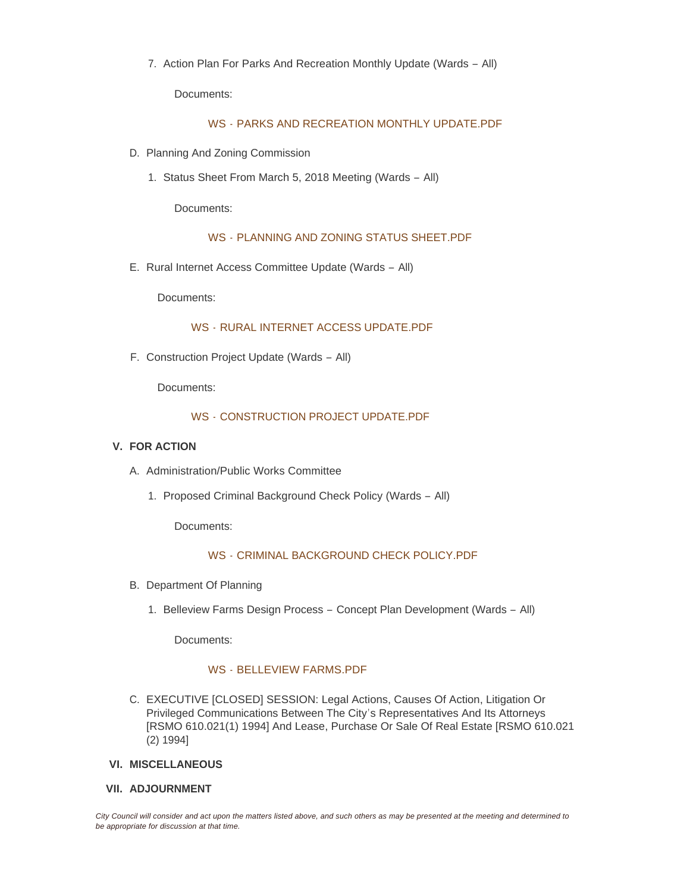7. Action Plan For Parks And Recreation Monthly Update (Wards – All)

   Documents:

   WS - PARKS AND RECREATION MONTHLY UPDATE.PDF

D. Planning And Zoning Commission

   1. Status Sheet From March 5, 2018 Meeting (Wards – All)

      Documents:

      WS - PLANNING AND ZONING STATUS SHEET.PDF

E. Rural Internet Access Committee Update (Wards – All)

   Documents:

   WS - RURAL INTERNET ACCESS UPDATE.PDF

F. Construction Project Update (Wards – All)

   Documents:

   WS - CONSTRUCTION PROJECT UPDATE.PDF

## V. FOR ACTION

A. Administration/Public Works Committee

   1. Proposed Criminal Background Check Policy (Wards – All)

      Documents:

      WS - CRIMINAL BACKGROUND CHECK POLICY.PDF

B. Department Of Planning

   1. Belleview Farms Design Process – Concept Plan Development (Wards – All)

      Documents:

      WS - BELLEVIEW FARMS.PDF

C. EXECUTIVE [CLOSED] SESSION: Legal Actions, Causes Of Action, Litigation Or Privileged Communications Between The City's Representatives And Its Attorneys [RSMO 610.021(1) 1994] And Lease, Purchase Or Sale Of Real Estate [RSMO 610.021 (2) 1994]

## VI. MISCELLANEOUS

## VII. ADJOURNMENT

*City Council will consider and act upon the matters listed above, and such others as may be presented at the meeting and determined to be appropriate for discussion at that time.*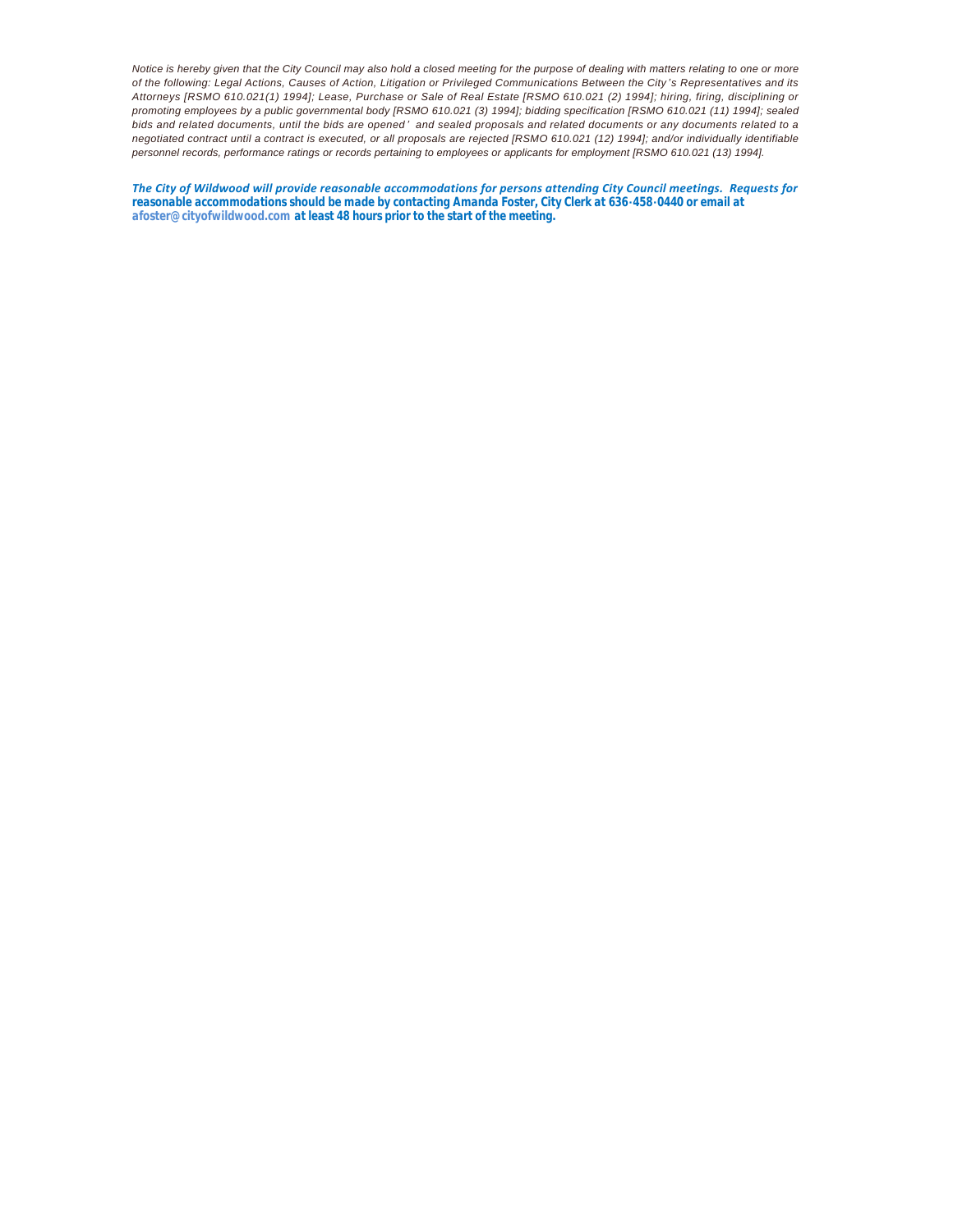*Notice is hereby given that the City Council may also hold a closed meeting for the purpose of dealing with matters relating to one or more of the following: Legal Actions, Causes of Action, Litigation or Privileged Communications Between the City's Representatives and its Attorneys [RSMO 610.021(1) 1994]; Lease, Purchase or Sale of Real Estate [RSMO 610.021 (2) 1994]; hiring, firing, disciplining or promoting employees by a public governmental body [RSMO 610.021 (3) 1994]; bidding specification [RSMO 610.021 (11) 1994]; sealed bids and related documents, until the bids are opened' and sealed proposals and related documents or any documents related to a negotiated contract until a contract is executed, or all proposals are rejected [RSMO 610.021 (12) 1994]; and/or individually identifiable personnel records, performance ratings or records pertaining to employees or applicants for employment [RSMO 610.021 (13) 1994].*

***The City of Wildwood will provide reasonable accommodations for persons attending City Council meetings. Requests for reasonable accommodations should be made by contacting Amanda Foster, City Clerk at 636-458-0440 or email at afoster@cityofwildwood.com at least 48 hours prior to the start of the meeting.***